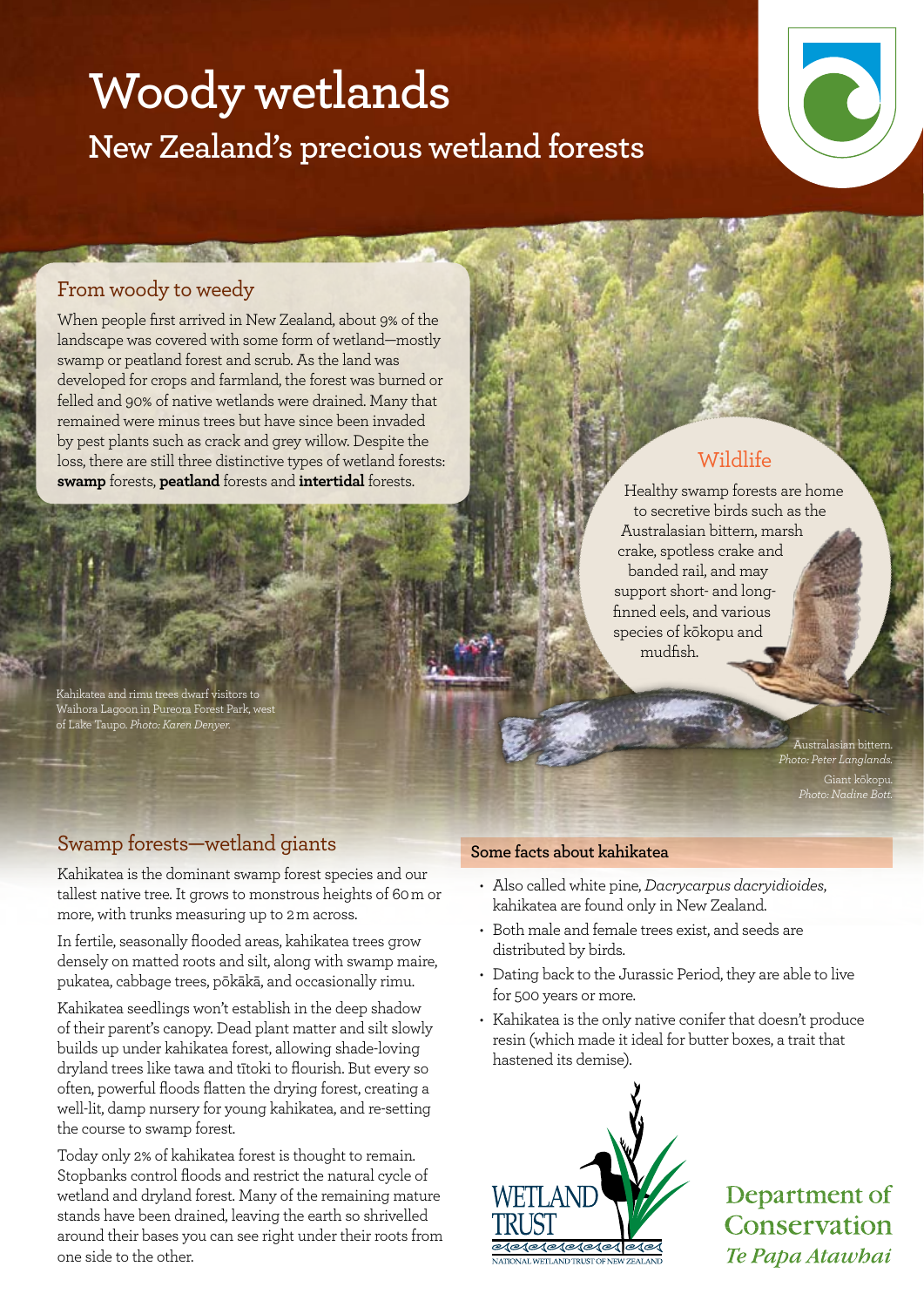# Woody wetlands

## New Zealand's precious wetland forests

### From woody to weedy

When people first arrived in New Zealand, about 9% of the landscape was covered with some form of wetland—mostly swamp or peatland forest and scrub. As the land was developed for crops and farmland, the forest was burned or felled and 90% of native wetlands were drained. Many that remained were minus trees but have since been invaded by pest plants such as crack and grey willow. Despite the loss, there are still three distinctive types of wetland forests: **swamp** forests, **peatland** forests and **intertidal** forests.

Kahikatea and rimu trees dwarf visitors to Waihora Lagoon in Pureora Forest Park, west of Lake Taupo. *Photo: Karen Denyer.*

### Wildlife

Healthy swamp forests are home to secretive birds such as the Australasian bittern, marsh crake, spotless crake and banded rail, and may support short- and long-finned eels, and various species of kōkopu and mudfish.

Australasian bittern. *Photo: Peter Langlands.*

Giant kōkopu. *Photo: Nadine Bott.*

### Swamp forests—wetland giants

Kahikatea is the dominant swamp forest species and our tallest native tree. It grows to monstrous heights of 60 m or more, with trunks measuring up to 2 m across.

In fertile, seasonally flooded areas, kahikatea trees grow densely on matted roots and silt, along with swamp maire, pukatea, cabbage trees, pōkākā, and occasionally rimu.

Kahikatea seedlings won't establish in the deep shadow of their parent's canopy. Dead plant matter and silt slowly builds up under kahikatea forest, allowing shade-loving dryland trees like tawa and tītoki to flourish. But every so often, powerful floods flatten the drying forest, creating a well-lit, damp nursery for young kahikatea, and re-setting the course to swamp forest.

Today only 2% of kahikatea forest is thought to remain. Stopbanks control floods and restrict the natural cycle of wetland and dryland forest. Many of the remaining mature stands have been drained, leaving the earth so shrivelled around their bases you can see right under their roots from one side to the other.

#### Some facts about kahikatea

- Also called white pine, *Dacrycarpus dacrydioides*, kahikatea are found only in New Zealand.
- Both male and female trees exist, and seeds are distributed by birds.
- Dating back to the Jurassic Period, they are able to live for 500 years or more.
- Kahikatea is the only native conifer that doesn't produce resin (which made it ideal for butter boxes, a trait that hastened its demise).

WETLAND TRUST
NATIONAL WETLAND TRUST OF NEW ZEALAND

Department of Conservation
*Te Papa Atawhai*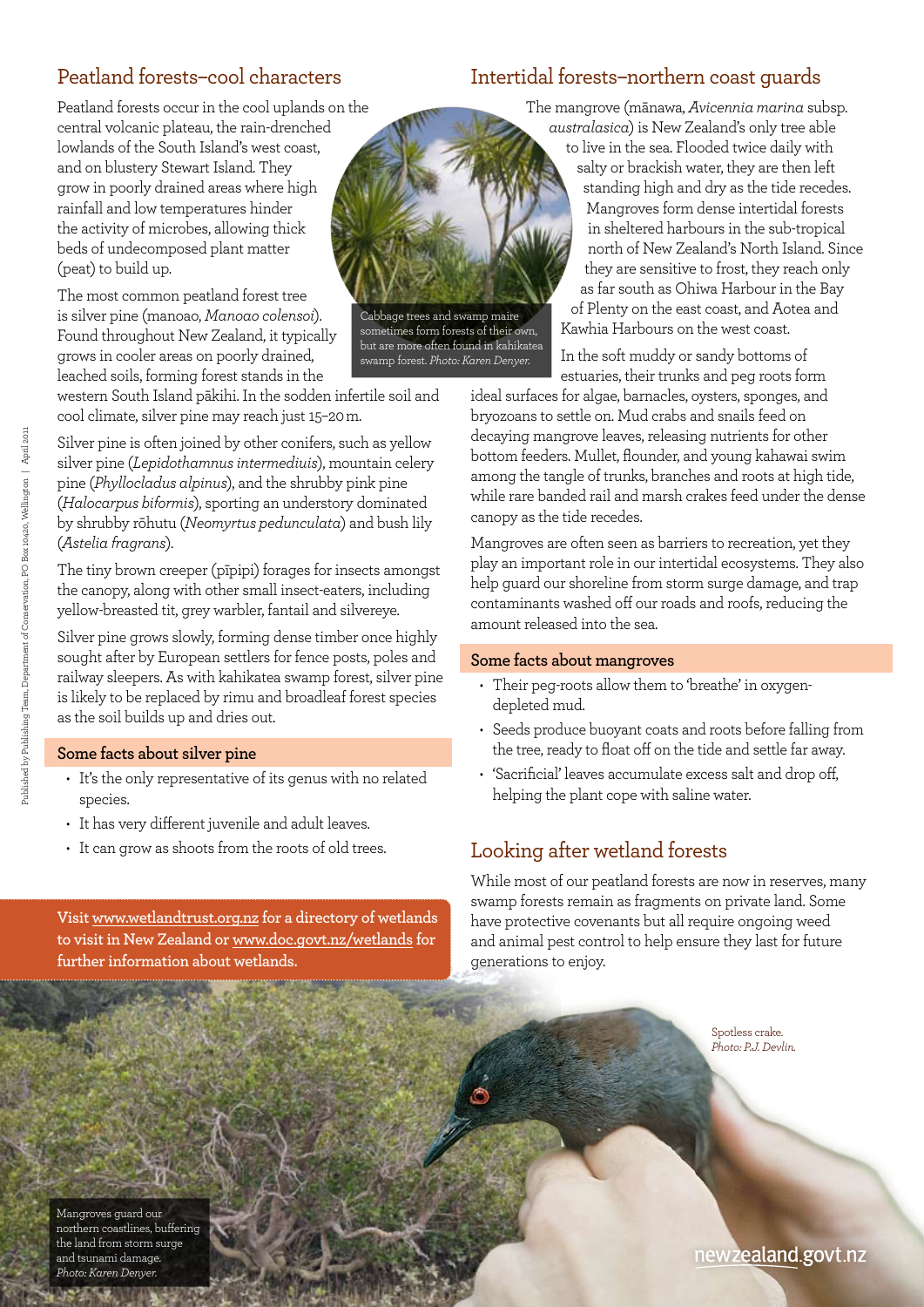## Peatland forests–cool characters

Peatland forests occur in the cool uplands on the central volcanic plateau, the rain-drenched lowlands of the South Island's west coast, and on blustery Stewart Island. They grow in poorly drained areas where high rainfall and low temperatures hinder the activity of microbes, allowing thick beds of undecomposed plant matter (peat) to build up.

The most common peatland forest tree is silver pine (manoao, *Manoao colensoi*). Found throughout New Zealand, it typically grows in cooler areas on poorly drained, leached soils, forming forest stands in the western South Island pākihi. In the sodden infertile soil and cool climate, silver pine may reach just 15–20 m.

Silver pine is often joined by other conifers, such as yellow silver pine (*Lepidothamnus intermediuis*), mountain celery pine (*Phyllocladus alpinus*), and the shrubby pink pine (*Halocarpus biformis*), sporting an understory dominated by shrubby rōhutu (*Neomyrtus pedunculata*) and bush lily (*Astelia fragrans*).

The tiny brown creeper (pīpipi) forages for insects amongst the canopy, along with other small insect-eaters, including yellow-breasted tit, grey warbler, fantail and silvereye.

Silver pine grows slowly, forming dense timber once highly sought after by European settlers for fence posts, poles and railway sleepers. As with kahikatea swamp forest, silver pine is likely to be replaced by rimu and broadleaf forest species as the soil builds up and dries out.

### Some facts about silver pine

- It's the only representative of its genus with no related species.
- It has very different juvenile and adult leaves.
- It can grow as shoots from the roots of old trees.

Cabbage trees and swamp maire sometimes form forests of their own, but are more often found in kahikatea swamp forest. *Photo: Karen Denyer.*

**Visit www.wetlandtrust.org.nz for a directory of wetlands to visit in New Zealand or www.doc.govt.nz/wetlands for further information about wetlands.**

## Intertidal forests–northern coast guards

The mangrove (mānawa, *Avicennia marina* subsp. *australasica*) is New Zealand's only tree able to live in the sea. Flooded twice daily with salty or brackish water, they are then left standing high and dry as the tide recedes. Mangroves form dense intertidal forests in sheltered harbours in the sub-tropical north of New Zealand's North Island. Since they are sensitive to frost, they reach only as far south as Ohiwa Harbour in the Bay of Plenty on the east coast, and Aotea and Kawhia Harbours on the west coast.

In the soft muddy or sandy bottoms of estuaries, their trunks and peg roots form ideal surfaces for algae, barnacles, oysters, sponges, and bryozoans to settle on. Mud crabs and snails feed on decaying mangrove leaves, releasing nutrients for other bottom feeders. Mullet, flounder, and young kahawai swim among the tangle of trunks, branches and roots at high tide, while rare banded rail and marsh crakes feed under the dense canopy as the tide recedes.

Mangroves are often seen as barriers to recreation, yet they play an important role in our intertidal ecosystems. They also help guard our shoreline from storm surge damage, and trap contaminants washed off our roads and roofs, reducing the amount released into the sea.

### Some facts about mangroves

- Their peg-roots allow them to 'breathe' in oxygen-depleted mud.
- Seeds produce buoyant coats and roots before falling from the tree, ready to float off on the tide and settle far away.
- 'Sacrificial' leaves accumulate excess salt and drop off, helping the plant cope with saline water.

## Looking after wetland forests

While most of our peatland forests are now in reserves, many swamp forests remain as fragments on private land. Some have protective covenants but all require ongoing weed and animal pest control to help ensure they last for future generations to enjoy.

Spotless crake. *Photo: P.J. Devlin.*

Mangroves guard our northern coastlines, buffering the land from storm surge and tsunami damage. *Photo: Karen Denyer.*

Published by Publishing Team, Department of Conservation, PO Box 10420, Wellington | April 2011

newzealand.govt.nz